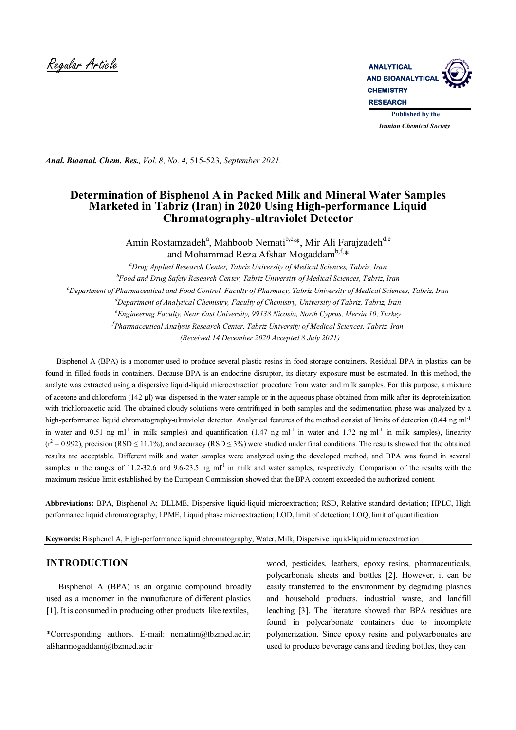Regular Article

# Determination of Bisphenol A in Packed Milk and Mineral Water Samples Marketed in Tabriz (Iran) in 2020 Using High-performance Liquid Chromatography-ultraviolet Detector

Amin Rostamzadeh[a], Mahboob Nemati[b,c,*], Mir Ali Farajzadeh[d,e] and Mohammad Reza Afshar Mogaddam[b,f,*]

[a]*Drug Applied Research Center, Tabriz University of Medical Sciences, Tabriz, Iran*
[b]*Food and Drug Safety Research Center, Tabriz University of Medical Sciences, Tabriz, Iran*
[c]*Department of Pharmaceutical and Food Control, Faculty of Pharmacy, Tabriz University of Medical Sciences, Tabriz, Iran*
[d]*Department of Analytical Chemistry, Faculty of Chemistry, University of Tabriz, Tabriz, Iran*
[e]*Engineering Faculty, Near East University, 99138 Nicosia, North Cyprus, Mersin 10, Turkey*
[f]*Pharmaceutical Analysis Research Center, Tabriz University of Medical Sciences, Tabriz, Iran*
*(Received 14 December 2020 Accepted 8 July 2021)*

Bisphenol A (BPA) is a monomer used to produce several plastic resins in food storage containers. Residual BPA in plastics can be found in filled foods in containers. Because BPA is an endocrine disruptor, its dietary exposure must be estimated. In this method, the analyte was extracted using a dispersive liquid-liquid microextraction procedure from water and milk samples. For this purpose, a mixture of acetone and chloroform (142 µl) was dispersed in the water sample or in the aqueous phase obtained from milk after its deproteinization with trichloroacetic acid. The obtained cloudy solutions were centrifuged in both samples and the sedimentation phase was analyzed by a high-performance liquid chromatography-ultraviolet detector. Analytical features of the method consist of limits of detection (0.44 ng ml$^{-1}$ in water and 0.51 ng ml$^{-1}$ in milk samples) and quantification (1.47 ng ml$^{-1}$ in water and 1.72 ng ml$^{-1}$ in milk samples), linearity ($r^2$ = 0.992), precision (RSD ≤ 11.1%), and accuracy (RSD ≤ 3%) were studied under final conditions. The results showed that the obtained results are acceptable. Different milk and water samples were analyzed using the developed method, and BPA was found in several samples in the ranges of 11.2-32.6 and 9.6-23.5 ng ml$^{-1}$ in milk and water samples, respectively. Comparison of the results with the maximum residue limit established by the European Commission showed that the BPA content exceeded the authorized content.

**Abbreviations:** BPA, Bisphenol A; DLLME, Dispersive liquid-liquid microextraction; RSD, Relative standard deviation; HPLC, High performance liquid chromatography; LPME, Liquid phase microextraction; LOD, limit of detection; LOQ, limit of quantification

**Keywords:** Bisphenol A, High-performance liquid chromatography, Water, Milk, Dispersive liquid-liquid microextraction

## INTRODUCTION

Bisphenol A (BPA) is an organic compound broadly used as a monomer in the manufacture of different plastics [1]. It is consumed in producing other products like textiles, wood, pesticides, leathers, epoxy resins, pharmaceuticals, polycarbonate sheets and bottles [2]. However, it can be easily transferred to the environment by degrading plastics and household products, industrial waste, and landfill leaching [3]. The literature showed that BPA residues are found in polycarbonate containers due to incomplete polymerization. Since epoxy resins and polycarbonates are used to produce beverage cans and feeding bottles, they can

*Corresponding authors. E-mail: nematim@tbzmed.ac.ir; afsharmogaddam@tbzmed.ac.ir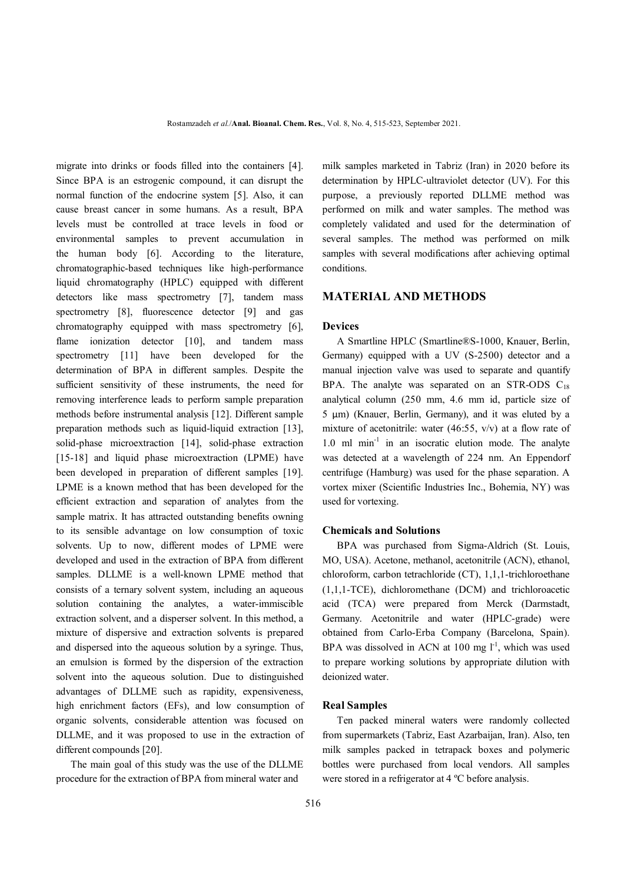migrate into drinks or foods filled into the containers [4]. Since BPA is an estrogenic compound, it can disrupt the normal function of the endocrine system [5]. Also, it can cause breast cancer in some humans. As a result, BPA levels must be controlled at trace levels in food or environmental samples to prevent accumulation in the human body [6]. According to the literature, chromatographic-based techniques like high-performance liquid chromatography (HPLC) equipped with different detectors like mass spectrometry [7], tandem mass spectrometry [8], fluorescence detector [9] and gas chromatography equipped with mass spectrometry [6], flame ionization detector [10], and tandem mass spectrometry [11] have been developed for the determination of BPA in different samples. Despite the sufficient sensitivity of these instruments, the need for removing interference leads to perform sample preparation methods before instrumental analysis [12]. Different sample preparation methods such as liquid-liquid extraction [13], solid-phase microextraction [14], solid-phase extraction [15-18] and liquid phase microextraction (LPME) have been developed in preparation of different samples [19]. LPME is a known method that has been developed for the efficient extraction and separation of analytes from the sample matrix. It has attracted outstanding benefits owning to its sensible advantage on low consumption of toxic solvents. Up to now, different modes of LPME were developed and used in the extraction of BPA from different samples. DLLME is a well-known LPME method that consists of a ternary solvent system, including an aqueous solution containing the analytes, a water-immiscible extraction solvent, and a disperser solvent. In this method, a mixture of dispersive and extraction solvents is prepared and dispersed into the aqueous solution by a syringe. Thus, an emulsion is formed by the dispersion of the extraction solvent into the aqueous solution. Due to distinguished advantages of DLLME such as rapidity, expensiveness, high enrichment factors (EFs), and low consumption of organic solvents, considerable attention was focused on DLLME, and it was proposed to use in the extraction of different compounds [20].

The main goal of this study was the use of the DLLME procedure for the extraction of BPA from mineral water and milk samples marketed in Tabriz (Iran) in 2020 before its determination by HPLC-ultraviolet detector (UV). For this purpose, a previously reported DLLME method was performed on milk and water samples. The method was completely validated and used for the determination of several samples. The method was performed on milk samples with several modifications after achieving optimal conditions.

## MATERIAL AND METHODS

### Devices

A Smartline HPLC (Smartline®S-1000, Knauer, Berlin, Germany) equipped with a UV (S-2500) detector and a manual injection valve was used to separate and quantify BPA. The analyte was separated on an STR-ODS $C_{18}$ analytical column (250 mm, 4.6 mm id, particle size of 5 μm) (Knauer, Berlin, Germany), and it was eluted by a mixture of acetonitrile: water (46:55, v/v) at a flow rate of 1.0 ml min$^{-1}$ in an isocratic elution mode. The analyte was detected at a wavelength of 224 nm. An Eppendorf centrifuge (Hamburg) was used for the phase separation. A vortex mixer (Scientific Industries Inc., Bohemia, NY) was used for vortexing.

### Chemicals and Solutions

BPA was purchased from Sigma-Aldrich (St. Louis, MO, USA). Acetone, methanol, acetonitrile (ACN), ethanol, chloroform, carbon tetrachloride (CT), 1,1,1-trichloroethane (1,1,1-TCE), dichloromethane (DCM) and trichloroacetic acid (TCA) were prepared from Merck (Darmstadt, Germany. Acetonitrile and water (HPLC-grade) were obtained from Carlo-Erba Company (Barcelona, Spain). BPA was dissolved in ACN at 100 mg l$^{-1}$, which was used to prepare working solutions by appropriate dilution with deionized water.

### Real Samples

Ten packed mineral waters were randomly collected from supermarkets (Tabriz, East Azarbaijan, Iran). Also, ten milk samples packed in tetrapack boxes and polymeric bottles were purchased from local vendors. All samples were stored in a refrigerator at 4 ºC before analysis.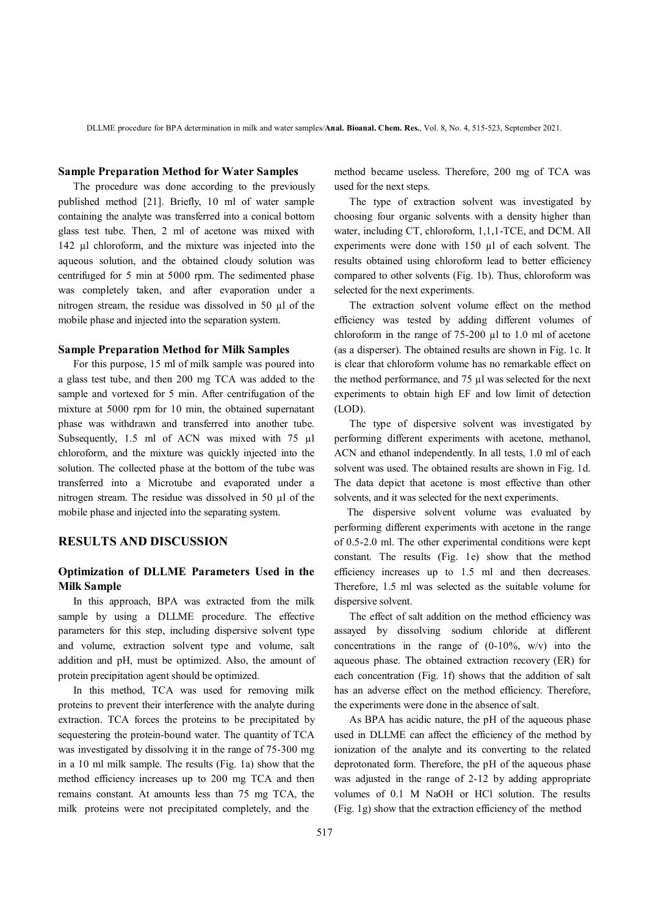### Sample Preparation Method for Water Samples

The procedure was done according to the previously published method [21]. Briefly, 10 ml of water sample containing the analyte was transferred into a conical bottom glass test tube. Then, 2 ml of acetone was mixed with 142 µl chloroform, and the mixture was injected into the aqueous solution, and the obtained cloudy solution was centrifuged for 5 min at 5000 rpm. The sedimented phase was completely taken, and after evaporation under a nitrogen stream, the residue was dissolved in 50 µl of the mobile phase and injected into the separation system.

### Sample Preparation Method for Milk Samples

For this purpose, 15 ml of milk sample was poured into a glass test tube, and then 200 mg TCA was added to the sample and vortexed for 5 min. After centrifugation of the mixture at 5000 rpm for 10 min, the obtained supernatant phase was withdrawn and transferred into another tube. Subsequently, 1.5 ml of ACN was mixed with 75 µl chloroform, and the mixture was quickly injected into the solution. The collected phase at the bottom of the tube was transferred into a Microtube and evaporated under a nitrogen stream. The residue was dissolved in 50 µl of the mobile phase and injected into the separating system.

## RESULTS AND DISCUSSION

### Optimization of DLLME Parameters Used in the Milk Sample

In this approach, BPA was extracted from the milk sample by using a DLLME procedure. The effective parameters for this step, including dispersive solvent type and volume, extraction solvent type and volume, salt addition and pH, must be optimized. Also, the amount of protein precipitation agent should be optimized.

In this method, TCA was used for removing milk proteins to prevent their interference with the analyte during extraction. TCA forces the proteins to be precipitated by sequestering the protein-bound water. The quantity of TCA was investigated by dissolving it in the range of 75-300 mg in a 10 ml milk sample. The results (Fig. 1a) show that the method efficiency increases up to 200 mg TCA and then remains constant. At amounts less than 75 mg TCA, the milk proteins were not precipitated completely, and the method became useless. Therefore, 200 mg of TCA was used for the next steps.

The type of extraction solvent was investigated by choosing four organic solvents with a density higher than water, including CT, chloroform, 1,1,1-TCE, and DCM. All experiments were done with 150 µl of each solvent. The results obtained using chloroform lead to better efficiency compared to other solvents (Fig. 1b). Thus, chloroform was selected for the next experiments.

The extraction solvent volume effect on the method efficiency was tested by adding different volumes of chloroform in the range of 75-200 µl to 1.0 ml of acetone (as a disperser). The obtained results are shown in Fig. 1c. It is clear that chloroform volume has no remarkable effect on the method performance, and 75 µl was selected for the next experiments to obtain high EF and low limit of detection (LOD).

The type of dispersive solvent was investigated by performing different experiments with acetone, methanol, ACN and ethanol independently. In all tests, 1.0 ml of each solvent was used. The obtained results are shown in Fig. 1d. The data depict that acetone is most effective than other solvents, and it was selected for the next experiments.

The dispersive solvent volume was evaluated by performing different experiments with acetone in the range of 0.5-2.0 ml. The other experimental conditions were kept constant. The results (Fig. 1e) show that the method efficiency increases up to 1.5 ml and then decreases. Therefore, 1.5 ml was selected as the suitable volume for dispersive solvent.

The effect of salt addition on the method efficiency was assayed by dissolving sodium chloride at different concentrations in the range of (0-10%, w/v) into the aqueous phase. The obtained extraction recovery (ER) for each concentration (Fig. 1f) shows that the addition of salt has an adverse effect on the method efficiency. Therefore, the experiments were done in the absence of salt.

As BPA has acidic nature, the pH of the aqueous phase used in DLLME can affect the efficiency of the method by ionization of the analyte and its converting to the related deprotonated form. Therefore, the pH of the aqueous phase was adjusted in the range of 2-12 by adding appropriate volumes of 0.1 M NaOH or HCl solution. The results (Fig. 1g) show that the extraction efficiency of the method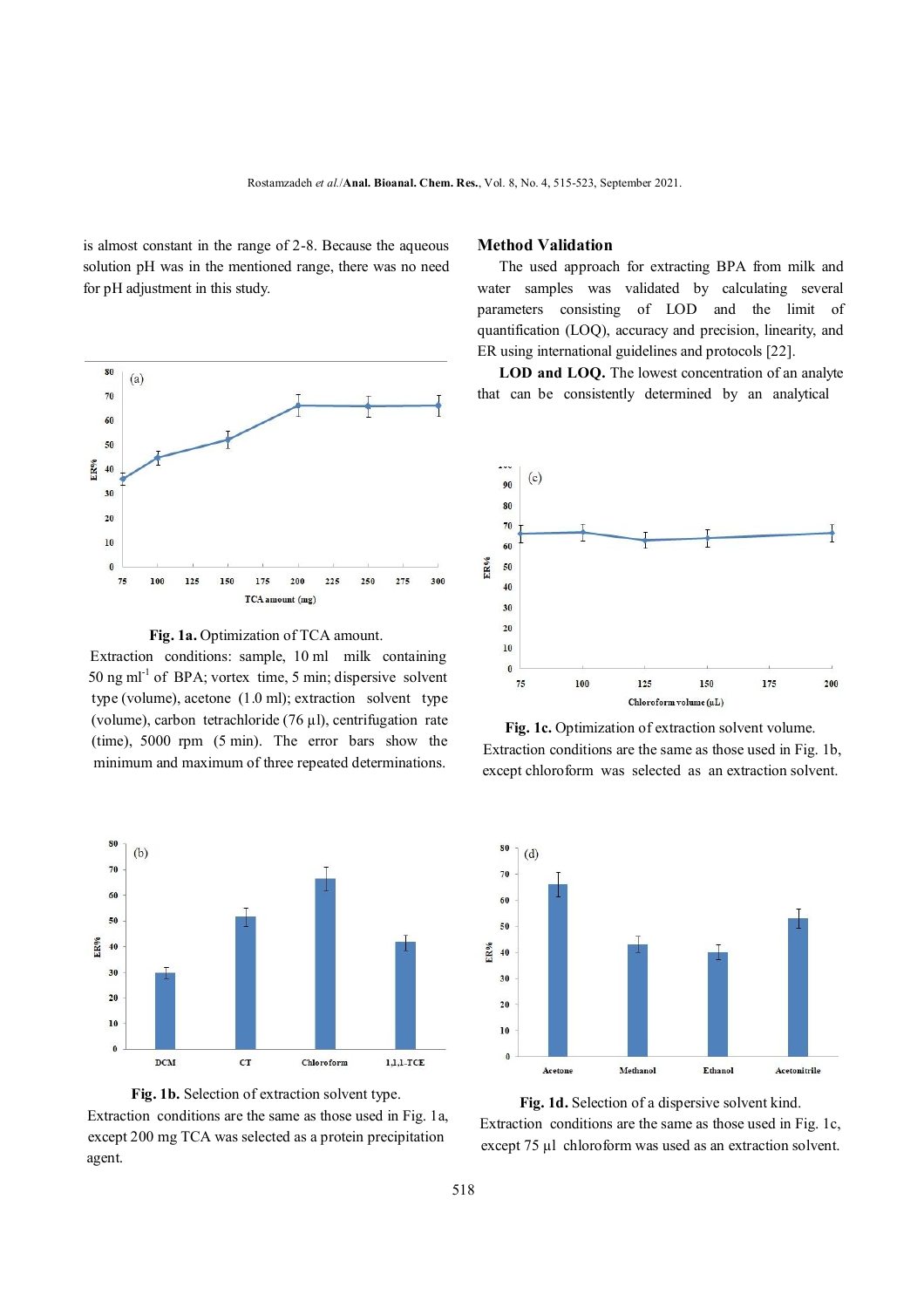is almost constant in the range of 2-8. Because the aqueous solution pH was in the mentioned range, there was no need for pH adjustment in this study.

**Fig. 1a.** Optimization of TCA amount.
Extraction conditions: sample, 10 ml milk containing 50 ng ml$^{-1}$ of BPA; vortex time, 5 min; dispersive solvent type (volume), acetone (1.0 ml); extraction solvent type (volume), carbon tetrachloride (76 µl), centrifugation rate (time), 5000 rpm (5 min). The error bars show the minimum and maximum of three repeated determinations.

**Fig. 1b.** Selection of extraction solvent type.
Extraction conditions are the same as those used in Fig. 1a, except 200 mg TCA was selected as a protein precipitation agent.

## Method Validation

The used approach for extracting BPA from milk and water samples was validated by calculating several parameters consisting of LOD and the limit of quantification (LOQ), accuracy and precision, linearity, and ER using international guidelines and protocols [22].

**LOD and LOQ.** The lowest concentration of an analyte that can be consistently determined by an analytical

**Fig. 1c.** Optimization of extraction solvent volume.
Extraction conditions are the same as those used in Fig. 1b, except chloroform was selected as an extraction solvent.

**Fig. 1d.** Selection of a dispersive solvent kind.
Extraction conditions are the same as those used in Fig. 1c, except 75 µl chloroform was used as an extraction solvent.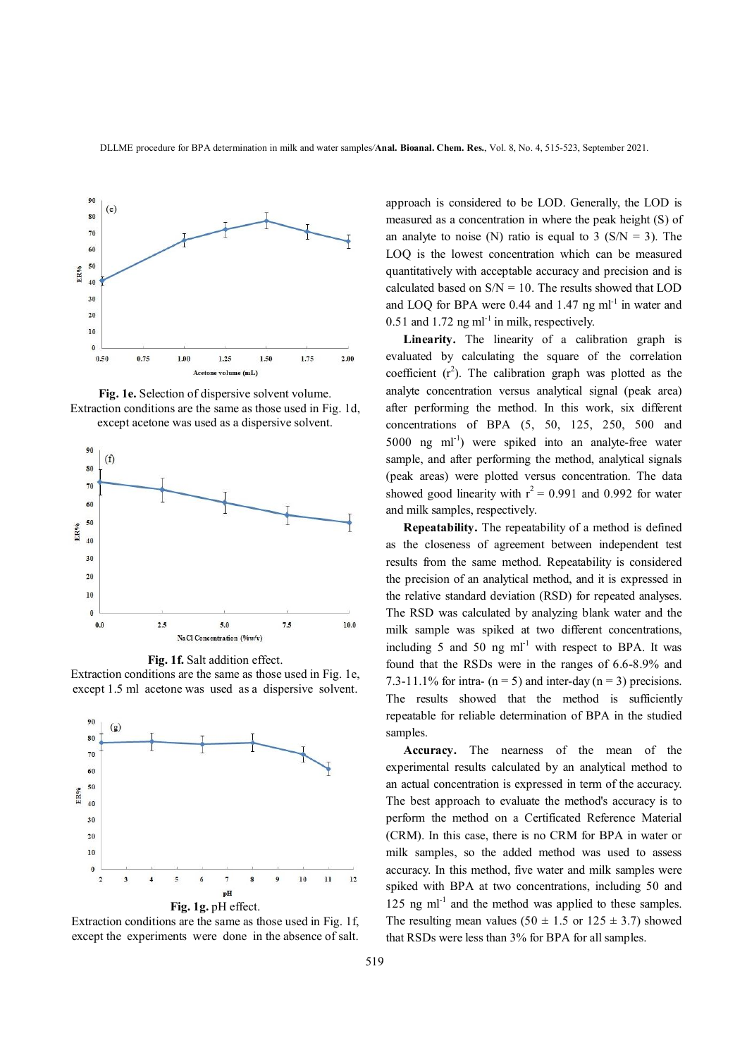Fig. 1e. Selection of dispersive solvent volume. Extraction conditions are the same as those used in Fig. 1d, except acetone was used as a dispersive solvent.

Fig. 1f. Salt addition effect. Extraction conditions are the same as those used in Fig. 1e, except 1.5 ml acetone was used as a dispersive solvent.

Fig. 1g. pH effect. Extraction conditions are the same as those used in Fig. 1f, except the experiments were done in the absence of salt.

approach is considered to be LOD. Generally, the LOD is measured as a concentration in where the peak height (S) of an analyte to noise (N) ratio is equal to 3 (S/N = 3). The LOQ is the lowest concentration which can be measured quantitatively with acceptable accuracy and precision and is calculated based on S/N = 10. The results showed that LOD and LOQ for BPA were 0.44 and 1.47 ng $ml^{-1}$ in water and 0.51 and 1.72 ng $ml^{-1}$ in milk, respectively.

**Linearity.** The linearity of a calibration graph is evaluated by calculating the square of the correlation coefficient ($r^2$). The calibration graph was plotted as the analyte concentration versus analytical signal (peak area) after performing the method. In this work, six different concentrations of BPA (5, 50, 125, 250, 500 and 5000 ng $ml^{-1}$) were spiked into an analyte-free water sample, and after performing the method, analytical signals (peak areas) were plotted versus concentration. The data showed good linearity with $r^2$ = 0.991 and 0.992 for water and milk samples, respectively.

**Repeatability.** The repeatability of a method is defined as the closeness of agreement between independent test results from the same method. Repeatability is considered the precision of an analytical method, and it is expressed in the relative standard deviation (RSD) for repeated analyses. The RSD was calculated by analyzing blank water and the milk sample was spiked at two different concentrations, including 5 and 50 ng $ml^{-1}$ with respect to BPA. It was found that the RSDs were in the ranges of 6.6-8.9% and 7.3-11.1% for intra- (n = 5) and inter-day (n = 3) precisions. The results showed that the method is sufficiently repeatable for reliable determination of BPA in the studied samples.

**Accuracy.** The nearness of the mean of the experimental results calculated by an analytical method to an actual concentration is expressed in term of the accuracy. The best approach to evaluate the method's accuracy is to perform the method on a Certificated Reference Material (CRM). In this case, there is no CRM for BPA in water or milk samples, so the added method was used to assess accuracy. In this method, five water and milk samples were spiked with BPA at two concentrations, including 50 and 125 ng $ml^{-1}$ and the method was applied to these samples. The resulting mean values (50 ± 1.5 or 125 ± 3.7) showed that RSDs were less than 3% for BPA for all samples.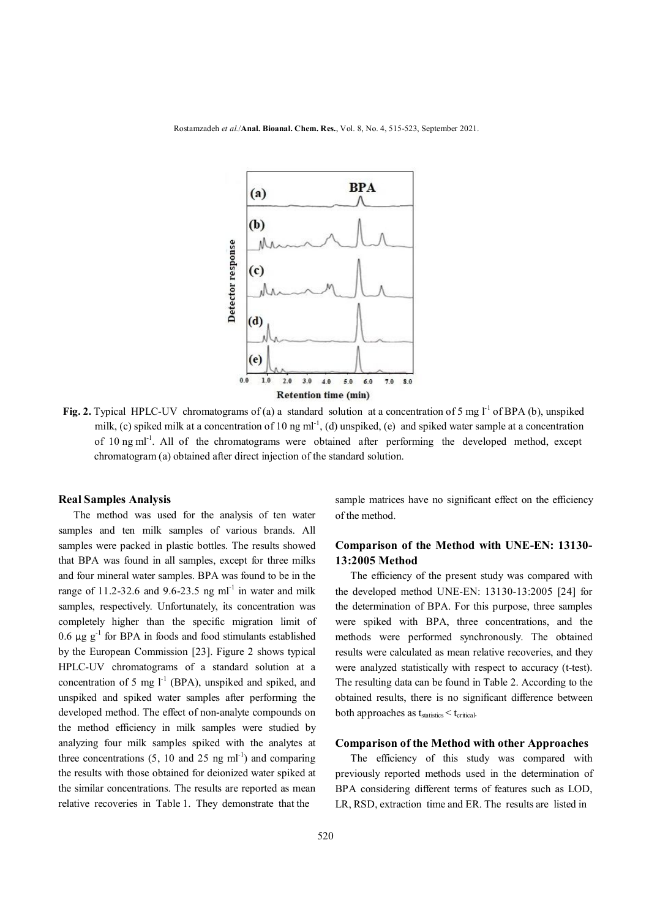Fig. 2. Typical HPLC-UV chromatograms of (a) a standard solution at a concentration of 5 mg $l^{-1}$ of BPA (b), unspiked milk, (c) spiked milk at a concentration of 10 ng $ml^{-1}$, (d) unspiked, (e) and spiked water sample at a concentration of 10 ng $ml^{-1}$. All of the chromatograms were obtained after performing the developed method, except chromatogram (a) obtained after direct injection of the standard solution.

### Real Samples Analysis

The method was used for the analysis of ten water samples and ten milk samples of various brands. All samples were packed in plastic bottles. The results showed that BPA was found in all samples, except for three milks and four mineral water samples. BPA was found to be in the range of 11.2-32.6 and 9.6-23.5 ng $ml^{-1}$ in water and milk samples, respectively. Unfortunately, its concentration was completely higher than the specific migration limit of 0.6 µg $g^{-1}$ for BPA in foods and food stimulants established by the European Commission [23]. Figure 2 shows typical HPLC-UV chromatograms of a standard solution at a concentration of 5 mg $l^{-1}$ (BPA), unspiked and spiked, and unspiked and spiked water samples after performing the developed method. The effect of non-analyte compounds on the method efficiency in milk samples were studied by analyzing four milk samples spiked with the analytes at three concentrations (5, 10 and 25 ng $ml^{-1}$) and comparing the results with those obtained for deionized water spiked at the similar concentrations. The results are reported as mean relative recoveries in Table 1. They demonstrate that the sample matrices have no significant effect on the efficiency of the method.

### Comparison of the Method with UNE-EN: 13130-13:2005 Method

The efficiency of the present study was compared with the developed method UNE-EN: 13130-13:2005 [24] for the determination of BPA. For this purpose, three samples were spiked with BPA, three concentrations, and the methods were performed synchronously. The obtained results were calculated as mean relative recoveries, and they were analyzed statistically with respect to accuracy (t-test). The resulting data can be found in Table 2. According to the obtained results, there is no significant difference between both approaches as $t_{statistics} < t_{critical}$.

### Comparison of the Method with other Approaches

The efficiency of this study was compared with previously reported methods used in the determination of BPA considering different terms of features such as LOD, LR, RSD, extraction time and ER. The results are listed in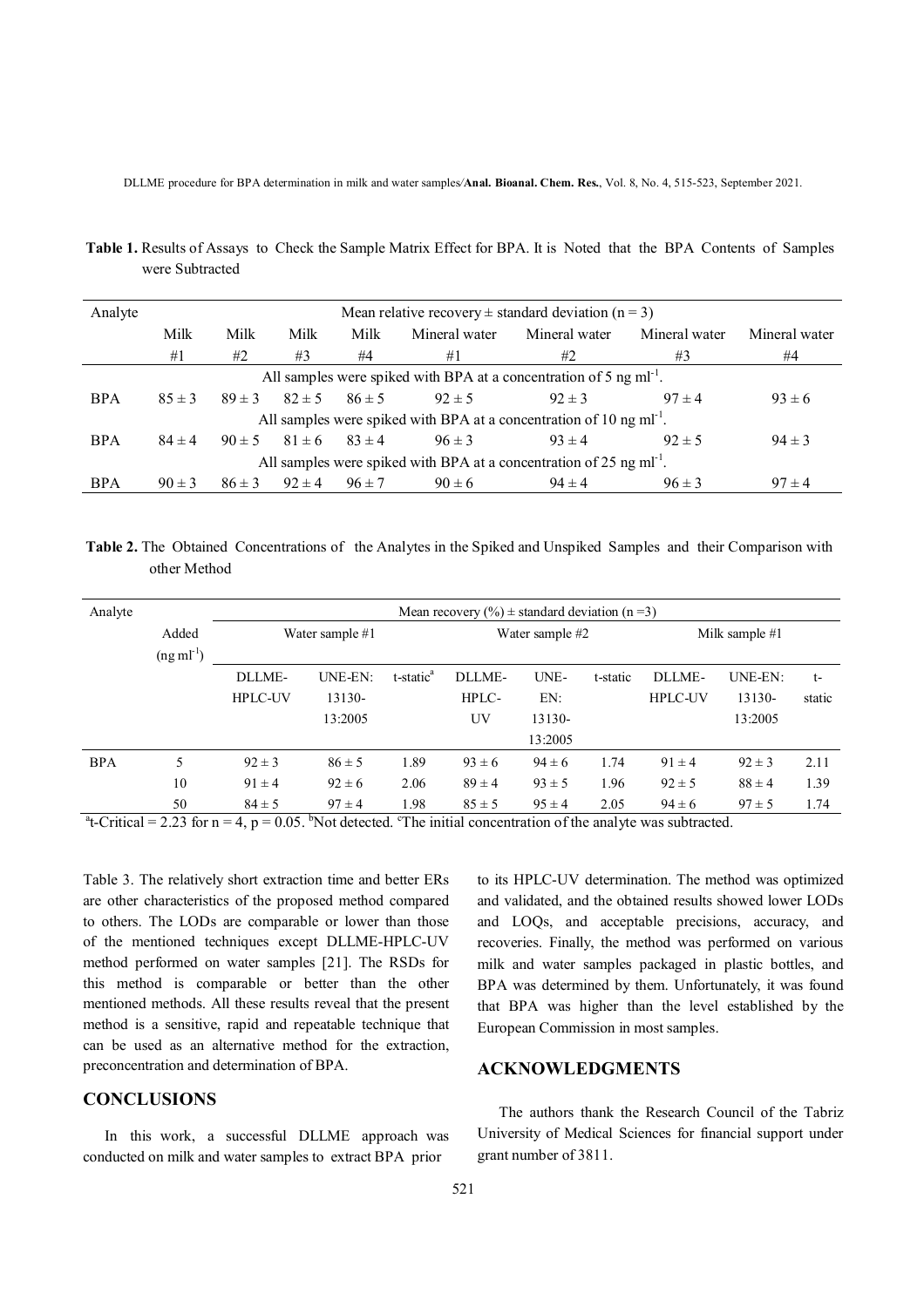**Table 1.** Results of Assays to Check the Sample Matrix Effect for BPA. It is Noted that the BPA Contents of Samples were Subtracted

| Analyte | Mean relative recovery ± standard deviation (n = 3) | | | | | | | |
|---|---|---|---|---|---|---|---|---|
| | Milk #1 | Milk #2 | Milk #3 | Milk #4 | Mineral water #1 | Mineral water #2 | Mineral water #3 | Mineral water #4 |
| | All samples were spiked with BPA at a concentration of 5 ng ml$^{-1}$. | | | | | | | |
| BPA | 85 ± 3 | 89 ± 3 | 82 ± 5 | 86 ± 5 | 92 ± 5 | 92 ± 3 | 97 ± 4 | 93 ± 6 |
| | All samples were spiked with BPA at a concentration of 10 ng ml$^{-1}$. | | | | | | | |
| BPA | 84 ± 4 | 90 ± 5 | 81 ± 6 | 83 ± 4 | 96 ± 3 | 93 ± 4 | 92 ± 5 | 94 ± 3 |
| | All samples were spiked with BPA at a concentration of 25 ng ml$^{-1}$. | | | | | | | |
| BPA | 90 ± 3 | 86 ± 3 | 92 ± 4 | 96 ± 7 | 90 ± 6 | 94 ± 4 | 96 ± 3 | 97 ± 4 |

**Table 2.** The Obtained Concentrations of the Analytes in the Spiked and Unspiked Samples and their Comparison with other Method

| Analyte | Added (ng ml$^{-1}$) | Mean recovery (%) ± standard deviation (n =3) | | | | | | | | |
|---|---|---|---|---|---|---|---|---|---|---|
| | | Water sample #1 | | | Water sample #2 | | | Milk sample #1 | | |
| | | DLLME-HPLC-UV | UNE-EN: 13130-13:2005 | t-static[a] | DLLME-HPLC-UV | UNE-EN: 13130-13:2005 | t-static | DLLME-HPLC-UV | UNE-EN: 13130-13:2005 | t-static |
| BPA | 5 | 92 ± 3 | 86 ± 5 | 1.89 | 93 ± 6 | 94 ± 6 | 1.74 | 91 ± 4 | 92 ± 3 | 2.11 |
| | 10 | 91 ± 4 | 92 ± 6 | 2.06 | 89 ± 4 | 93 ± 5 | 1.96 | 92 ± 5 | 88 ± 4 | 1.39 |
| | 50 | 84 ± 5 | 97 ± 4 | 1.98 | 85 ± 5 | 95 ± 4 | 2.05 | 94 ± 6 | 97 ± 5 | 1.74 |

[a]t-Critical = 2.23 for n = 4, p = 0.05. [b]Not detected. [c]The initial concentration of the analyte was subtracted.

Table 3. The relatively short extraction time and better ERs are other characteristics of the proposed method compared to others. The LODs are comparable or lower than those of the mentioned techniques except DLLME-HPLC-UV method performed on water samples [21]. The RSDs for this method is comparable or better than the other mentioned methods. All these results reveal that the present method is a sensitive, rapid and repeatable technique that can be used as an alternative method for the extraction, preconcentration and determination of BPA.

## CONCLUSIONS

In this work, a successful DLLME approach was conducted on milk and water samples to extract BPA prior to its HPLC-UV determination. The method was optimized and validated, and the obtained results showed lower LODs and LOQs, and acceptable precisions, accuracy, and recoveries. Finally, the method was performed on various milk and water samples packaged in plastic bottles, and BPA was determined by them. Unfortunately, it was found that BPA was higher than the level established by the European Commission in most samples.

## ACKNOWLEDGMENTS

The authors thank the Research Council of the Tabriz University of Medical Sciences for financial support under grant number of 3811.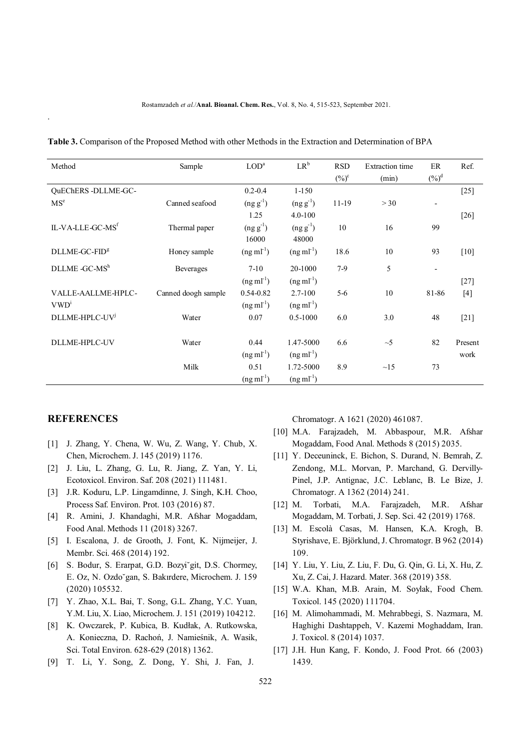**Table 3.** Comparison of the Proposed Method with other Methods in the Extraction and Determination of BPA

| Method | Sample | LOD[a] | LR[b] | RSD (%)[c] | Extraction time (min) | ER (%)[d] | Ref. |
|---|---|---|---|---|---|---|---|
| QuEChERS -DLLME-GC-MS[e] | Canned seafood | 0.2-0.4 (ng g$^{-1}$) | 1-150 (ng g$^{-1}$) | 11-19 | > 30 | - | [25] |
| IL-VA-LLE-GC-MS[f] | Thermal paper | 1.25 (ng g$^{-1}$) | 4.0-100 (ng g$^{-1}$) | 10 | 16 | 99 | [26] |
| DLLME-GC-FID[g] | Honey sample | 16000 (ng ml$^{-1}$) | 48000 (ng ml$^{-1}$) | 18.6 | 10 | 93 | [10] |
| DLLME -GC-MS[h] | Beverages | 7-10 (ng ml$^{-1}$) | 20-1000 (ng ml$^{-1}$) | 7-9 | 5 | - | [27] |
| VALLE-AALLME-HPLC-VWD[i] | Canned doogh sample | 0.54-0.82 (ng ml$^{-1}$) | 2.7-100 (ng ml$^{-1}$) | 5-6 | 10 | 81-86 | [4] |
| DLLME-HPLC-UV[j] | Water | 0.07 | 0.5-1000 | 6.0 | 3.0 | 48 | [21] |
| DLLME-HPLC-UV | Water | 0.44 (ng ml$^{-1}$) | 1.47-5000 (ng ml$^{-1}$) | 6.6 | ~5 | 82 | Present work |
| | Milk | 0.51 (ng ml$^{-1}$) | 1.72-5000 (ng ml$^{-1}$) | 8.9 | ~15 | 73 | |

## REFERENCES

[1] J. Zhang, Y. Chena, W. Wu, Z. Wang, Y. Chub, X. Chen, Microchem. J. 145 (2019) 1176.

[2] J. Liu, L. Zhang, G. Lu, R. Jiang, Z. Yan, Y. Li, Ecotoxicol. Environ. Saf. 208 (2021) 111481.

[3] J.R. Koduru, L.P. Lingamdinne, J. Singh, K.H. Choo, Process Saf. Environ. Prot. 103 (2016) 87.

[4] R. Amini, J. Khandaghi, M.R. Afshar Mogaddam, Food Anal. Methods 11 (2018) 3267.

[5] I. Escalona, J. de Grooth, J. Font, K. Nijmeijer, J. Membr. Sci. 468 (2014) 192.

[6] S. Bodur, S. Erarpat, G.D. Bozyi˘git, D.S. Chormey, E. Oz, N. Ozdo˘gan, S. Bakırdere, Microchem. J. 159 (2020) 105532.

[7] Y. Zhao, X.L. Bai, T. Song, G.L. Zhang, Y.C. Yuan, Y.M. Liu, X. Liao, Microchem. J. 151 (2019) 104212.

[8] K. Owczarek, P. Kubica, B. Kudłak, A. Rutkowska, A. Konieczna, D. Rachoń, J. Namieśnik, A. Wasik, Sci. Total Environ. 628-629 (2018) 1362.

[9] T. Li, Y. Song, Z. Dong, Y. Shi, J. Fan, J. Chromatogr. A 1621 (2020) 461087.

[10] M.A. Farajzadeh, M. Abbaspour, M.R. Afshar Mogaddam, Food Anal. Methods 8 (2015) 2035.

[11] Y. Deceuninck, E. Bichon, S. Durand, N. Bemrah, Z. Zendong, M.L. Morvan, P. Marchand, G. Dervilly-Pinel, J.P. Antignac, J.C. Leblanc, B. Le Bize, J. Chromatogr. A 1362 (2014) 241.

[12] M. Torbati, M.A. Farajzadeh, M.R. Afshar Mogaddam, M. Torbati, J. Sep. Sci. 42 (2019) 1768.

[13] M. Escolà Casas, M. Hansen, K.A. Krogh, B. Styrishave, E. Björklund, J. Chromatogr. B 962 (2014) 109.

[14] Y. Liu, Y. Liu, Z. Liu, F. Du, G. Qin, G. Li, X. Hu, Z. Xu, Z. Cai, J. Hazard. Mater. 368 (2019) 358.

[15] W.A. Khan, M.B. Arain, M. Soylak, Food Chem. Toxicol. 145 (2020) 111704.

[16] M. Alimohammadi, M. Mehrabbegi, S. Nazmara, M. Haghighi Dashtappeh, V. Kazemi Moghaddam, Iran. J. Toxicol. 8 (2014) 1037.

[17] J.H. Hun Kang, F. Kondo, J. Food Prot. 66 (2003) 1439.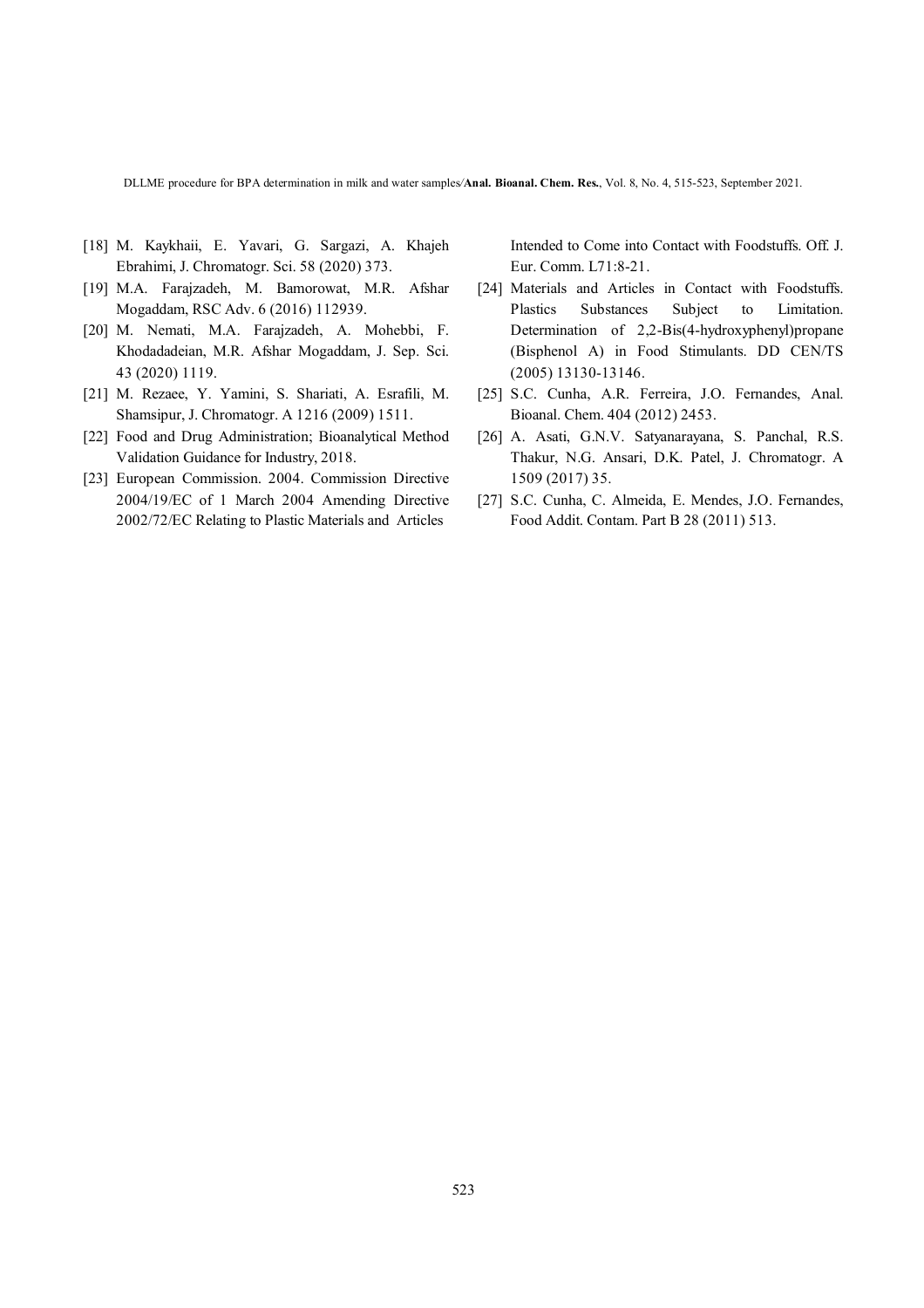[18] M. Kaykhaii, E. Yavari, G. Sargazi, A. Khajeh Ebrahimi, J. Chromatogr. Sci. 58 (2020) 373.

[19] M.A. Farajzadeh, M. Bamorowat, M.R. Afshar Mogaddam, RSC Adv. 6 (2016) 112939.

[20] M. Nemati, M.A. Farajzadeh, A. Mohebbi, F. Khodadadeian, M.R. Afshar Mogaddam, J. Sep. Sci. 43 (2020) 1119.

[21] M. Rezaee, Y. Yamini, S. Shariati, A. Esrafili, M. Shamsipur, J. Chromatogr. A 1216 (2009) 1511.

[22] Food and Drug Administration; Bioanalytical Method Validation Guidance for Industry, 2018.

[23] European Commission. 2004. Commission Directive 2004/19/EC of 1 March 2004 Amending Directive 2002/72/EC Relating to Plastic Materials and Articles Intended to Come into Contact with Foodstuffs. Off. J. Eur. Comm. L71:8-21.

[24] Materials and Articles in Contact with Foodstuffs. Plastics Substances Subject to Limitation. Determination of 2,2-Bis(4-hydroxyphenyl)propane (Bisphenol A) in Food Stimulants. DD CEN/TS (2005) 13130-13146.

[25] S.C. Cunha, A.R. Ferreira, J.O. Fernandes, Anal. Bioanal. Chem. 404 (2012) 2453.

[26] A. Asati, G.N.V. Satyanarayana, S. Panchal, R.S. Thakur, N.G. Ansari, D.K. Patel, J. Chromatogr. A 1509 (2017) 35.

[27] S.C. Cunha, C. Almeida, E. Mendes, J.O. Fernandes, Food Addit. Contam. Part B 28 (2011) 513.